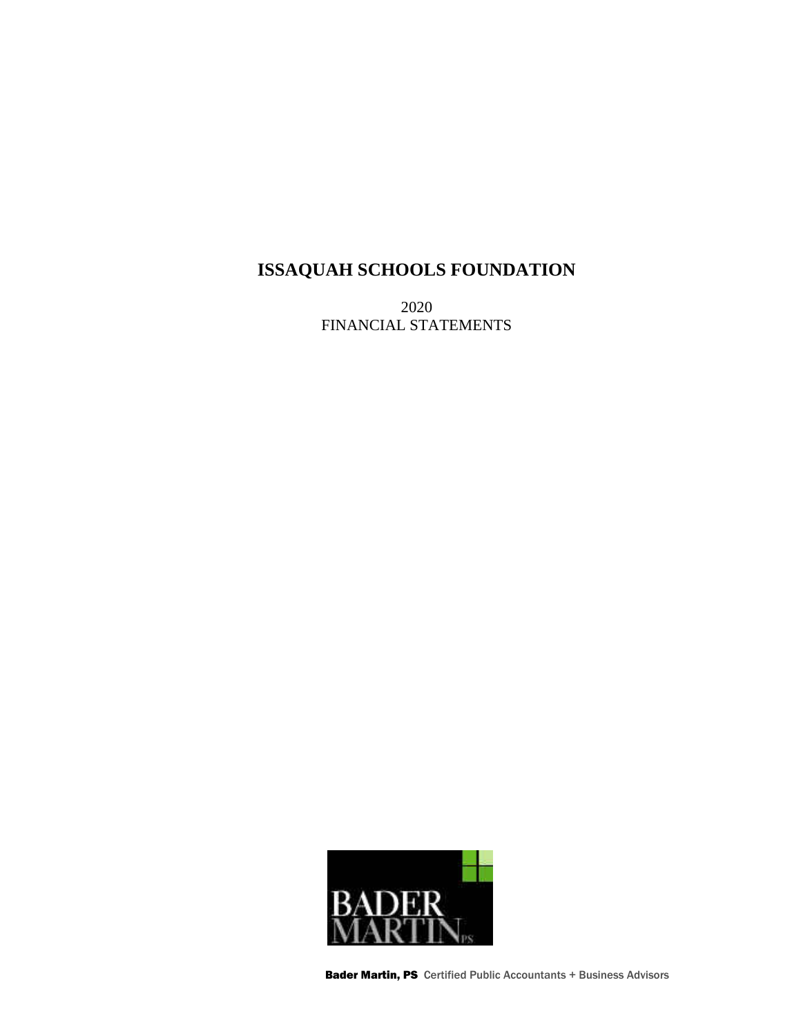# ISSAQUAH SCHOOLS FOUNDATION

2020
FINANCIAL STATEMENTS

BADER MARTIN PS

**Bader Martin, PS** Certified Public Accountants + Business Advisors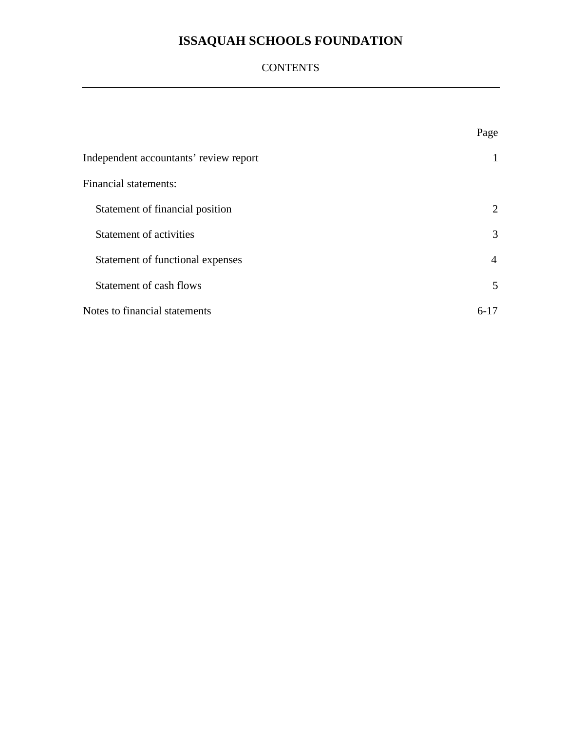# ISSAQUAH SCHOOLS FOUNDATION

CONTENTS

| | Page |
|---|---|
| Independent accountants' review report | 1 |
| Financial statements: | |
| Statement of financial position | 2 |
| Statement of activities | 3 |
| Statement of functional expenses | 4 |
| Statement of cash flows | 5 |
| Notes to financial statements | 6-17 |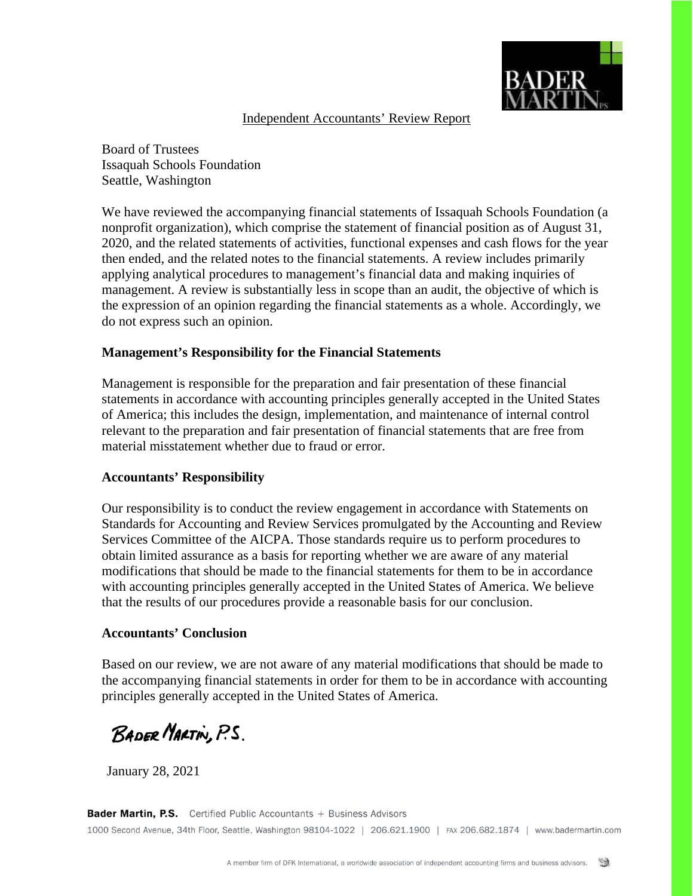BADER MARTIN P.S.

## Independent Accountants' Review Report

Board of Trustees
Issaquah Schools Foundation
Seattle, Washington

We have reviewed the accompanying financial statements of Issaquah Schools Foundation (a nonprofit organization), which comprise the statement of financial position as of August 31, 2020, and the related statements of activities, functional expenses and cash flows for the year then ended, and the related notes to the financial statements. A review includes primarily applying analytical procedures to management's financial data and making inquiries of management. A review is substantially less in scope than an audit, the objective of which is the expression of an opinion regarding the financial statements as a whole. Accordingly, we do not express such an opinion.

**Management's Responsibility for the Financial Statements**

Management is responsible for the preparation and fair presentation of these financial statements in accordance with accounting principles generally accepted in the United States of America; this includes the design, implementation, and maintenance of internal control relevant to the preparation and fair presentation of financial statements that are free from material misstatement whether due to fraud or error.

**Accountants' Responsibility**

Our responsibility is to conduct the review engagement in accordance with Statements on Standards for Accounting and Review Services promulgated by the Accounting and Review Services Committee of the AICPA. Those standards require us to perform procedures to obtain limited assurance as a basis for reporting whether we are aware of any material modifications that should be made to the financial statements for them to be in accordance with accounting principles generally accepted in the United States of America. We believe that the results of our procedures provide a reasonable basis for our conclusion.

**Accountants' Conclusion**

Based on our review, we are not aware of any material modifications that should be made to the accompanying financial statements in order for them to be in accordance with accounting principles generally accepted in the United States of America.

Bader Martin, P.S.

January 28, 2021

**Bader Martin, P.S.** Certified Public Accountants + Business Advisors
1000 Second Avenue, 34th Floor, Seattle, Washington 98104-1022 | 206.621.1900 | FAX 206.682.1874 | www.badermartin.com

A member firm of DFK International, a worldwide association of independent accounting firms and business advisors.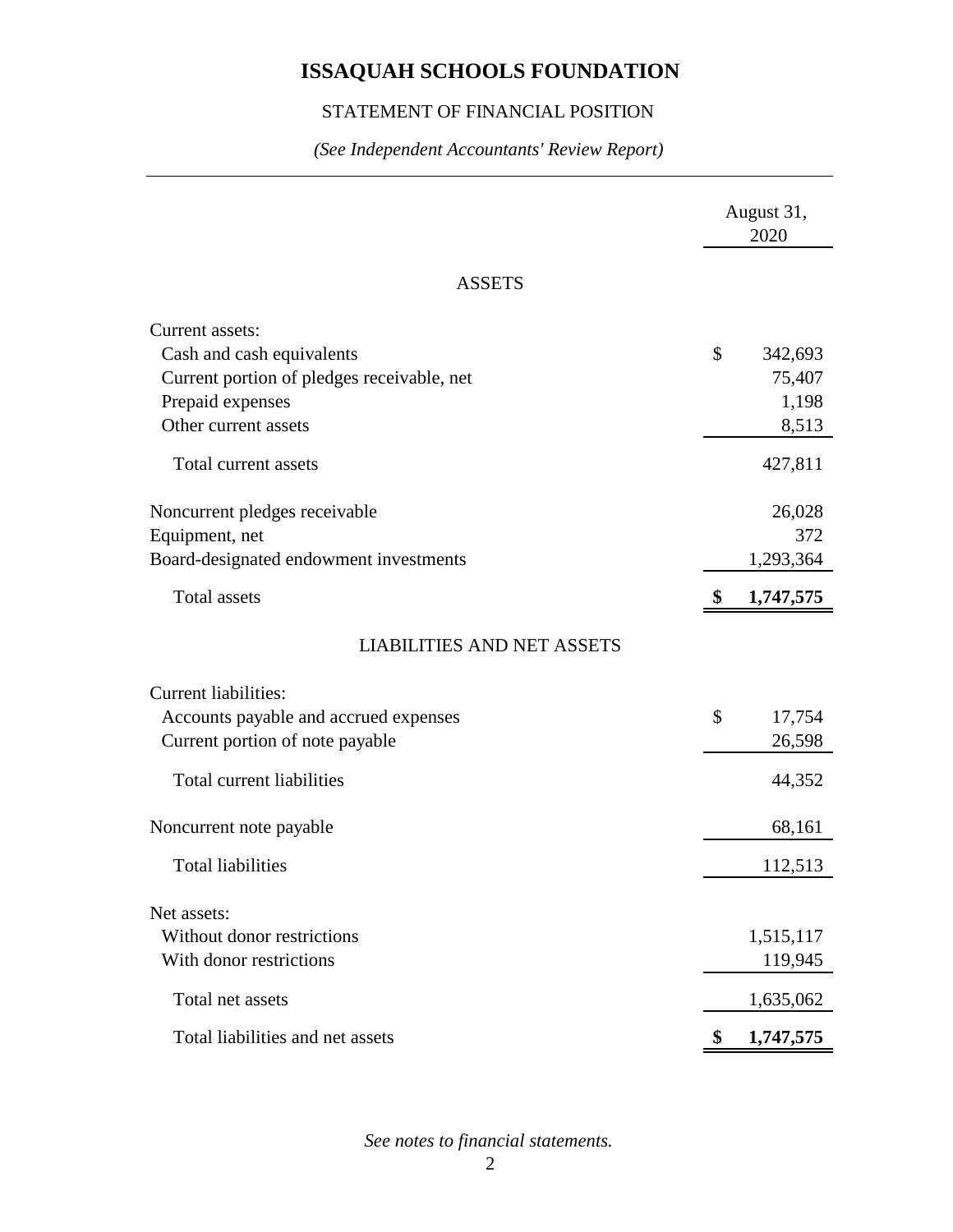# ISSAQUAH SCHOOLS FOUNDATION

## STATEMENT OF FINANCIAL POSITION

*(See Independent Accountants' Review Report)*

| | August 31, 2020 |
|---|---|
| **ASSETS** | |
| Current assets: | |
| Cash and cash equivalents | $ 342,693 |
| Current portion of pledges receivable, net | 75,407 |
| Prepaid expenses | 1,198 |
| Other current assets | 8,513 |
| Total current assets | 427,811 |
| Noncurrent pledges receivable | 26,028 |
| Equipment, net | 372 |
| Board-designated endowment investments | 1,293,364 |
| Total assets | **$ 1,747,575** |
| **LIABILITIES AND NET ASSETS** | |
| Current liabilities: | |
| Accounts payable and accrued expenses | $ 17,754 |
| Current portion of note payable | 26,598 |
| Total current liabilities | 44,352 |
| Noncurrent note payable | 68,161 |
| Total liabilities | 112,513 |
| Net assets: | |
| Without donor restrictions | 1,515,117 |
| With donor restrictions | 119,945 |
| Total net assets | 1,635,062 |
| Total liabilities and net assets | **$ 1,747,575** |

*See notes to financial statements.*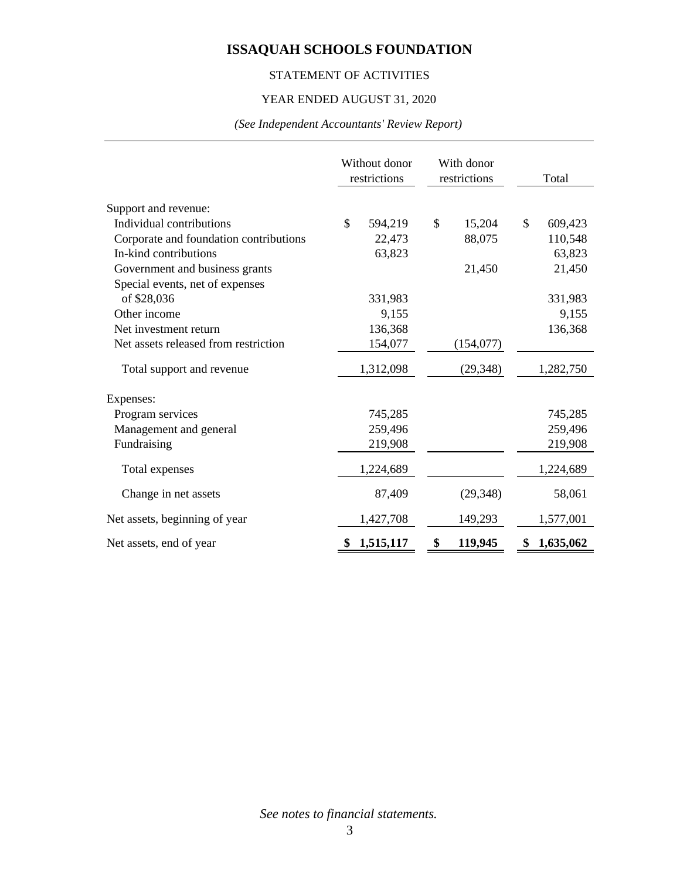# ISSAQUAH SCHOOLS FOUNDATION

STATEMENT OF ACTIVITIES

YEAR ENDED AUGUST 31, 2020

*(See Independent Accountants' Review Report)*

| | Without donor restrictions | With donor restrictions | Total |
|---|---|---|---|
| Support and revenue: | | | |
| Individual contributions | $ 594,219 | $ 15,204 | $ 609,423 |
| Corporate and foundation contributions | 22,473 | 88,075 | 110,548 |
| In-kind contributions | 63,823 | | 63,823 |
| Government and business grants | | 21,450 | 21,450 |
| Special events, net of expenses of $28,036 | 331,983 | | 331,983 |
| Other income | 9,155 | | 9,155 |
| Net investment return | 136,368 | | 136,368 |
| Net assets released from restriction | 154,077 | (154,077) | |
| Total support and revenue | 1,312,098 | (29,348) | 1,282,750 |
| Expenses: | | | |
| Program services | 745,285 | | 745,285 |
| Management and general | 259,496 | | 259,496 |
| Fundraising | 219,908 | | 219,908 |
| Total expenses | 1,224,689 | | 1,224,689 |
| Change in net assets | 87,409 | (29,348) | 58,061 |
| Net assets, beginning of year | 1,427,708 | 149,293 | 1,577,001 |
| Net assets, end of year | **$ 1,515,117** | **$ 119,945** | **$ 1,635,062** |

*See notes to financial statements.*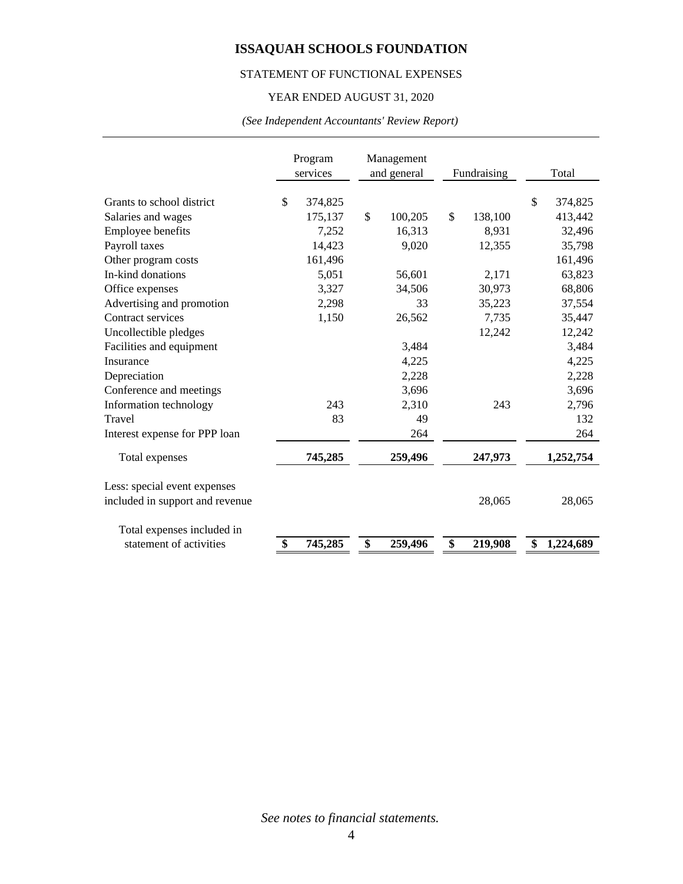# ISSAQUAH SCHOOLS FOUNDATION

## STATEMENT OF FUNCTIONAL EXPENSES

### YEAR ENDED AUGUST 31, 2020

*(See Independent Accountants' Review Report)*

| | Program services | Management and general | Fundraising | Total |
|---|---|---|---|---|
| Grants to school district | $ 374,825 | | | $ 374,825 |
| Salaries and wages | 175,137 | $ 100,205 | $ 138,100 | 413,442 |
| Employee benefits | 7,252 | 16,313 | 8,931 | 32,496 |
| Payroll taxes | 14,423 | 9,020 | 12,355 | 35,798 |
| Other program costs | 161,496 | | | 161,496 |
| In-kind donations | 5,051 | 56,601 | 2,171 | 63,823 |
| Office expenses | 3,327 | 34,506 | 30,973 | 68,806 |
| Advertising and promotion | 2,298 | 33 | 35,223 | 37,554 |
| Contract services | 1,150 | 26,562 | 7,735 | 35,447 |
| Uncollectible pledges | | | 12,242 | 12,242 |
| Facilities and equipment | | 3,484 | | 3,484 |
| Insurance | | 4,225 | | 4,225 |
| Depreciation | | 2,228 | | 2,228 |
| Conference and meetings | | 3,696 | | 3,696 |
| Information technology | 243 | 2,310 | 243 | 2,796 |
| Travel | 83 | 49 | | 132 |
| Interest expense for PPP loan | | 264 | | 264 |
| Total expenses | **745,285** | **259,496** | **247,973** | **1,252,754** |
| Less: special event expenses included in support and revenue | | | 28,065 | 28,065 |
| Total expenses included in statement of activities | **$ 745,285** | **$ 259,496** | **$ 219,908** | **$ 1,224,689** |

*See notes to financial statements.*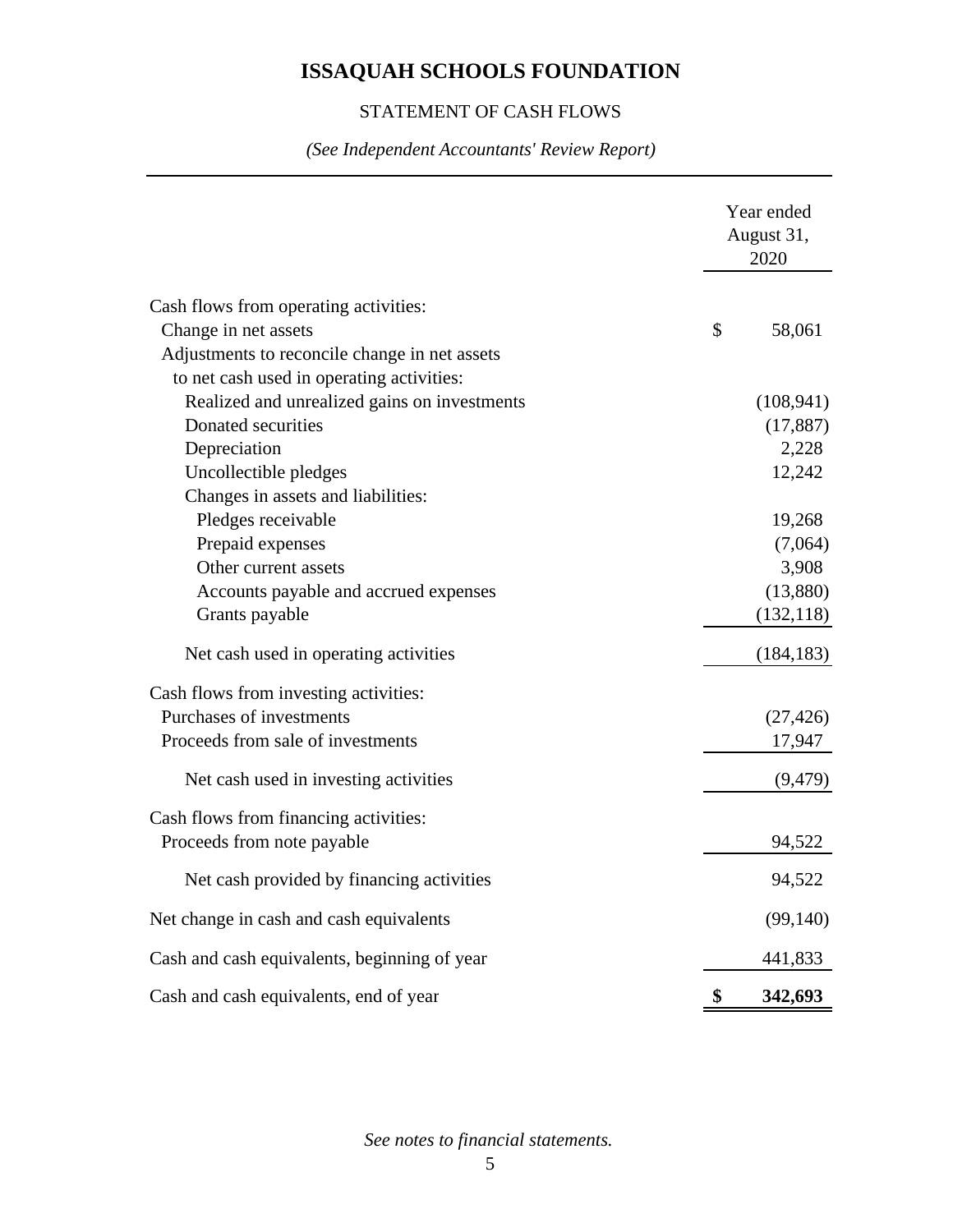# ISSAQUAH SCHOOLS FOUNDATION

## STATEMENT OF CASH FLOWS

*(See Independent Accountants' Review Report)*

| | Year ended August 31, 2020 |
|---|---|
| Cash flows from operating activities: | |
| Change in net assets | $ 58,061 |
| Adjustments to reconcile change in net assets to net cash used in operating activities: | |
| Realized and unrealized gains on investments | (108,941) |
| Donated securities | (17,887) |
| Depreciation | 2,228 |
| Uncollectible pledges | 12,242 |
| Changes in assets and liabilities: | |
| Pledges receivable | 19,268 |
| Prepaid expenses | (7,064) |
| Other current assets | 3,908 |
| Accounts payable and accrued expenses | (13,880) |
| Grants payable | (132,118) |
| Net cash used in operating activities | (184,183) |
| Cash flows from investing activities: | |
| Purchases of investments | (27,426) |
| Proceeds from sale of investments | 17,947 |
| Net cash used in investing activities | (9,479) |
| Cash flows from financing activities: | |
| Proceeds from note payable | 94,522 |
| Net cash provided by financing activities | 94,522 |
| Net change in cash and cash equivalents | (99,140) |
| Cash and cash equivalents, beginning of year | 441,833 |
| Cash and cash equivalents, end of year | **$ 342,693** |

*See notes to financial statements.*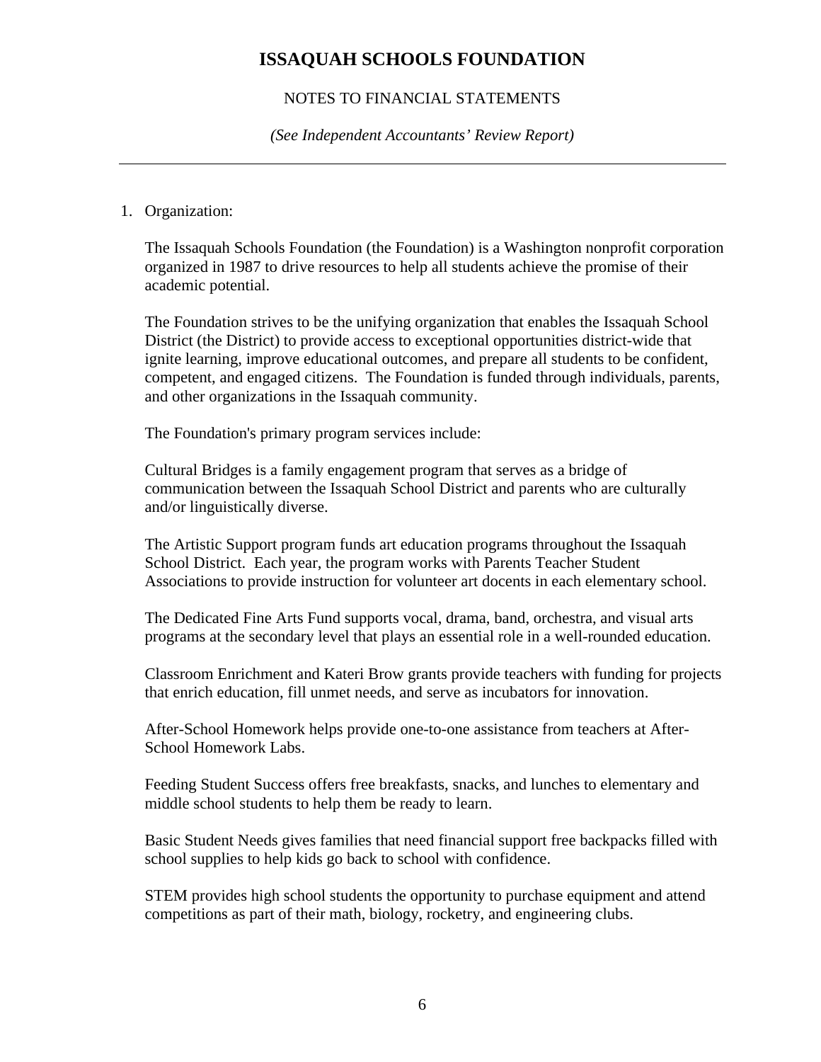# ISSAQUAH SCHOOLS FOUNDATION

NOTES TO FINANCIAL STATEMENTS

*(See Independent Accountants' Review Report)*

---

1. Organization:

   The Issaquah Schools Foundation (the Foundation) is a Washington nonprofit corporation organized in 1987 to drive resources to help all students achieve the promise of their academic potential.

   The Foundation strives to be the unifying organization that enables the Issaquah School District (the District) to provide access to exceptional opportunities district-wide that ignite learning, improve educational outcomes, and prepare all students to be confident, competent, and engaged citizens. The Foundation is funded through individuals, parents, and other organizations in the Issaquah community.

   The Foundation's primary program services include:

   Cultural Bridges is a family engagement program that serves as a bridge of communication between the Issaquah School District and parents who are culturally and/or linguistically diverse.

   The Artistic Support program funds art education programs throughout the Issaquah School District. Each year, the program works with Parents Teacher Student Associations to provide instruction for volunteer art docents in each elementary school.

   The Dedicated Fine Arts Fund supports vocal, drama, band, orchestra, and visual arts programs at the secondary level that plays an essential role in a well-rounded education.

   Classroom Enrichment and Kateri Brow grants provide teachers with funding for projects that enrich education, fill unmet needs, and serve as incubators for innovation.

   After-School Homework helps provide one-to-one assistance from teachers at After-School Homework Labs.

   Feeding Student Success offers free breakfasts, snacks, and lunches to elementary and middle school students to help them be ready to learn.

   Basic Student Needs gives families that need financial support free backpacks filled with school supplies to help kids go back to school with confidence.

   STEM provides high school students the opportunity to purchase equipment and attend competitions as part of their math, biology, rocketry, and engineering clubs.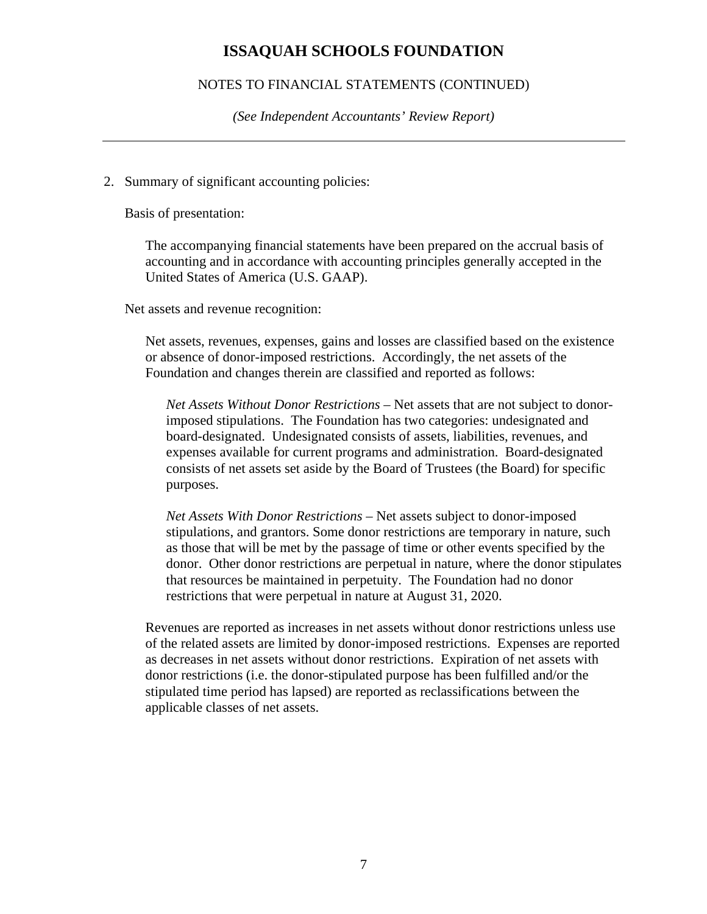# ISSAQUAH SCHOOLS FOUNDATION

NOTES TO FINANCIAL STATEMENTS (CONTINUED)

*(See Independent Accountants' Review Report)*

2. Summary of significant accounting policies:

   Basis of presentation:

   The accompanying financial statements have been prepared on the accrual basis of accounting and in accordance with accounting principles generally accepted in the United States of America (U.S. GAAP).

   Net assets and revenue recognition:

   Net assets, revenues, expenses, gains and losses are classified based on the existence or absence of donor-imposed restrictions. Accordingly, the net assets of the Foundation and changes therein are classified and reported as follows:

   *Net Assets Without Donor Restrictions* – Net assets that are not subject to donor-imposed stipulations. The Foundation has two categories: undesignated and board-designated. Undesignated consists of assets, liabilities, revenues, and expenses available for current programs and administration. Board-designated consists of net assets set aside by the Board of Trustees (the Board) for specific purposes.

   *Net Assets With Donor Restrictions* – Net assets subject to donor-imposed stipulations, and grantors. Some donor restrictions are temporary in nature, such as those that will be met by the passage of time or other events specified by the donor. Other donor restrictions are perpetual in nature, where the donor stipulates that resources be maintained in perpetuity. The Foundation had no donor restrictions that were perpetual in nature at August 31, 2020.

   Revenues are reported as increases in net assets without donor restrictions unless use of the related assets are limited by donor-imposed restrictions. Expenses are reported as decreases in net assets without donor restrictions. Expiration of net assets with donor restrictions (i.e. the donor-stipulated purpose has been fulfilled and/or the stipulated time period has lapsed) are reported as reclassifications between the applicable classes of net assets.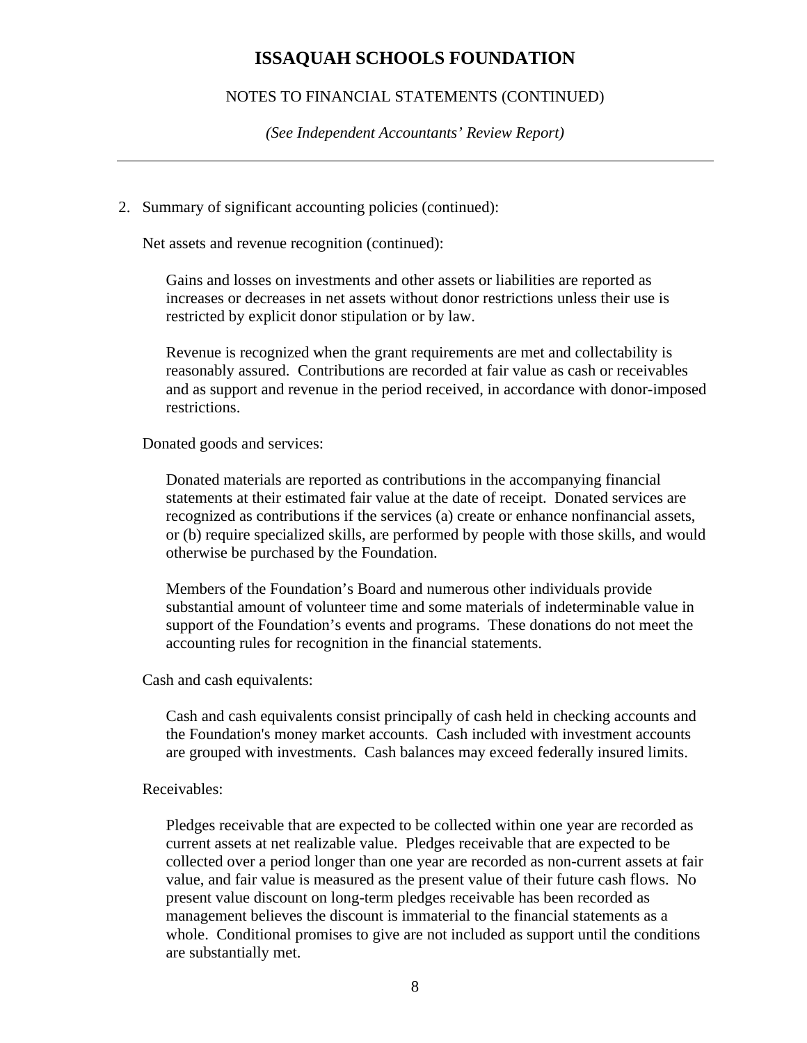2. Summary of significant accounting policies (continued):

Net assets and revenue recognition (continued):

Gains and losses on investments and other assets or liabilities are reported as increases or decreases in net assets without donor restrictions unless their use is restricted by explicit donor stipulation or by law.

Revenue is recognized when the grant requirements are met and collectability is reasonably assured. Contributions are recorded at fair value as cash or receivables and as support and revenue in the period received, in accordance with donor-imposed restrictions.

Donated goods and services:

Donated materials are reported as contributions in the accompanying financial statements at their estimated fair value at the date of receipt. Donated services are recognized as contributions if the services (a) create or enhance nonfinancial assets, or (b) require specialized skills, are performed by people with those skills, and would otherwise be purchased by the Foundation.

Members of the Foundation's Board and numerous other individuals provide substantial amount of volunteer time and some materials of indeterminable value in support of the Foundation's events and programs. These donations do not meet the accounting rules for recognition in the financial statements.

Cash and cash equivalents:

Cash and cash equivalents consist principally of cash held in checking accounts and the Foundation's money market accounts. Cash included with investment accounts are grouped with investments. Cash balances may exceed federally insured limits.

Receivables:

Pledges receivable that are expected to be collected within one year are recorded as current assets at net realizable value. Pledges receivable that are expected to be collected over a period longer than one year are recorded as non-current assets at fair value, and fair value is measured as the present value of their future cash flows. No present value discount on long-term pledges receivable has been recorded as management believes the discount is immaterial to the financial statements as a whole. Conditional promises to give are not included as support until the conditions are substantially met.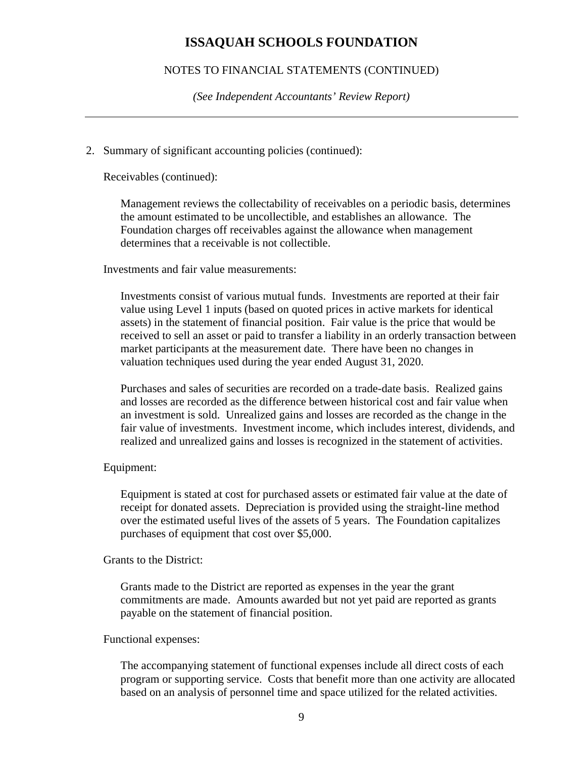2. Summary of significant accounting policies (continued):

Receivables (continued):

Management reviews the collectability of receivables on a periodic basis, determines the amount estimated to be uncollectible, and establishes an allowance. The Foundation charges off receivables against the allowance when management determines that a receivable is not collectible.

Investments and fair value measurements:

Investments consist of various mutual funds. Investments are reported at their fair value using Level 1 inputs (based on quoted prices in active markets for identical assets) in the statement of financial position. Fair value is the price that would be received to sell an asset or paid to transfer a liability in an orderly transaction between market participants at the measurement date. There have been no changes in valuation techniques used during the year ended August 31, 2020.

Purchases and sales of securities are recorded on a trade-date basis. Realized gains and losses are recorded as the difference between historical cost and fair value when an investment is sold. Unrealized gains and losses are recorded as the change in the fair value of investments. Investment income, which includes interest, dividends, and realized and unrealized gains and losses is recognized in the statement of activities.

Equipment:

Equipment is stated at cost for purchased assets or estimated fair value at the date of receipt for donated assets. Depreciation is provided using the straight-line method over the estimated useful lives of the assets of 5 years. The Foundation capitalizes purchases of equipment that cost over $5,000.

Grants to the District:

Grants made to the District are reported as expenses in the year the grant commitments are made. Amounts awarded but not yet paid are reported as grants payable on the statement of financial position.

Functional expenses:

The accompanying statement of functional expenses include all direct costs of each program or supporting service. Costs that benefit more than one activity are allocated based on an analysis of personnel time and space utilized for the related activities.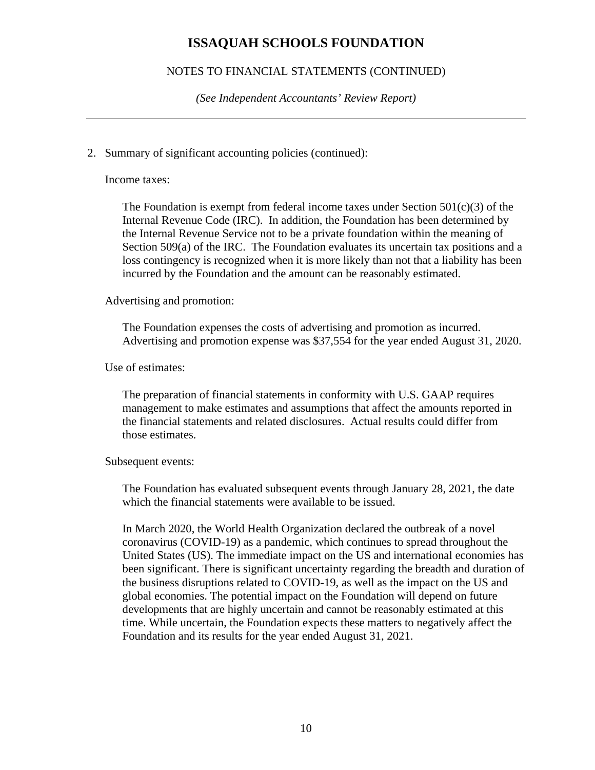# ISSAQUAH SCHOOLS FOUNDATION

NOTES TO FINANCIAL STATEMENTS (CONTINUED)

*(See Independent Accountants' Review Report)*

2. Summary of significant accounting policies (continued):

Income taxes:

The Foundation is exempt from federal income taxes under Section 501(c)(3) of the Internal Revenue Code (IRC). In addition, the Foundation has been determined by the Internal Revenue Service not to be a private foundation within the meaning of Section 509(a) of the IRC. The Foundation evaluates its uncertain tax positions and a loss contingency is recognized when it is more likely than not that a liability has been incurred by the Foundation and the amount can be reasonably estimated.

Advertising and promotion:

The Foundation expenses the costs of advertising and promotion as incurred. Advertising and promotion expense was $37,554 for the year ended August 31, 2020.

Use of estimates:

The preparation of financial statements in conformity with U.S. GAAP requires management to make estimates and assumptions that affect the amounts reported in the financial statements and related disclosures. Actual results could differ from those estimates.

Subsequent events:

The Foundation has evaluated subsequent events through January 28, 2021, the date which the financial statements were available to be issued.

In March 2020, the World Health Organization declared the outbreak of a novel coronavirus (COVID-19) as a pandemic, which continues to spread throughout the United States (US). The immediate impact on the US and international economies has been significant. There is significant uncertainty regarding the breadth and duration of the business disruptions related to COVID-19, as well as the impact on the US and global economies. The potential impact on the Foundation will depend on future developments that are highly uncertain and cannot be reasonably estimated at this time. While uncertain, the Foundation expects these matters to negatively affect the Foundation and its results for the year ended August 31, 2021.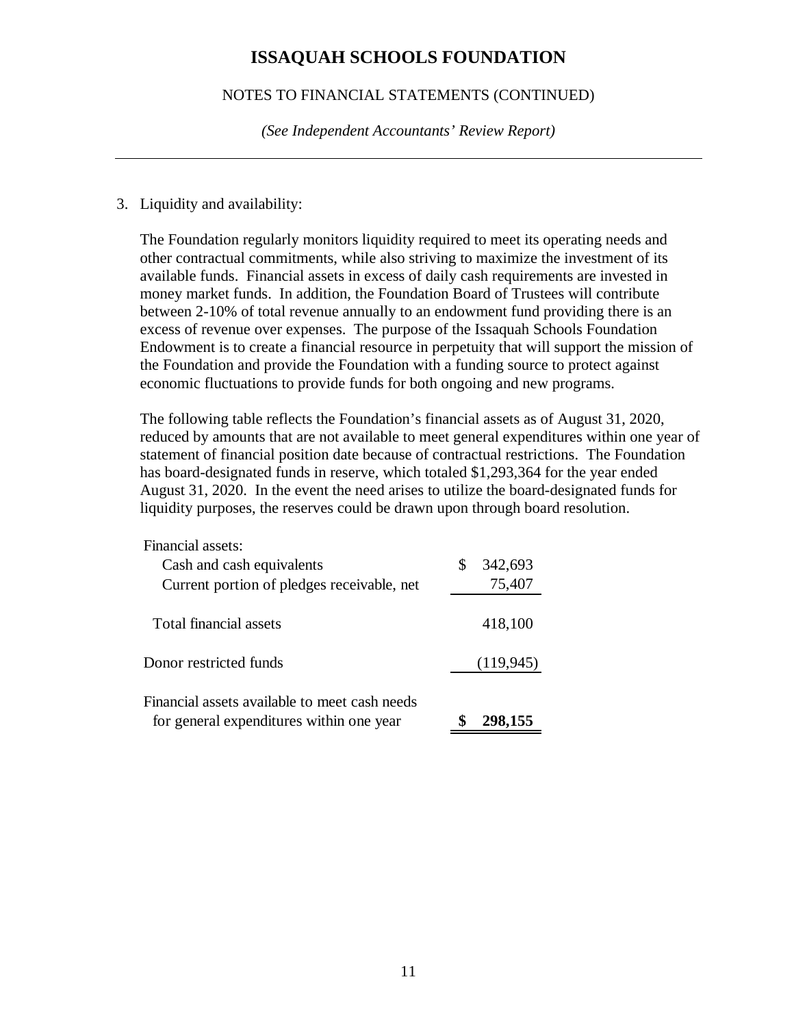# ISSAQUAH SCHOOLS FOUNDATION

NOTES TO FINANCIAL STATEMENTS (CONTINUED)

*(See Independent Accountants' Review Report)*

3. Liquidity and availability:

   The Foundation regularly monitors liquidity required to meet its operating needs and other contractual commitments, while also striving to maximize the investment of its available funds. Financial assets in excess of daily cash requirements are invested in money market funds. In addition, the Foundation Board of Trustees will contribute between 2-10% of total revenue annually to an endowment fund providing there is an excess of revenue over expenses. The purpose of the Issaquah Schools Foundation Endowment is to create a financial resource in perpetuity that will support the mission of the Foundation and provide the Foundation with a funding source to protect against economic fluctuations to provide funds for both ongoing and new programs.

   The following table reflects the Foundation's financial assets as of August 31, 2020, reduced by amounts that are not available to meet general expenditures within one year of statement of financial position date because of contractual restrictions. The Foundation has board-designated funds in reserve, which totaled $1,293,364 for the year ended August 31, 2020. In the event the need arises to utilize the board-designated funds for liquidity purposes, the reserves could be drawn upon through board resolution.

| | |
|---|---|
| Financial assets: | |
| Cash and cash equivalents | $ 342,693 |
| Current portion of pledges receivable, net | 75,407 |
| Total financial assets | 418,100 |
| Donor restricted funds | (119,945) |
| Financial assets available to meet cash needs for general expenditures within one year | **$ 298,155** |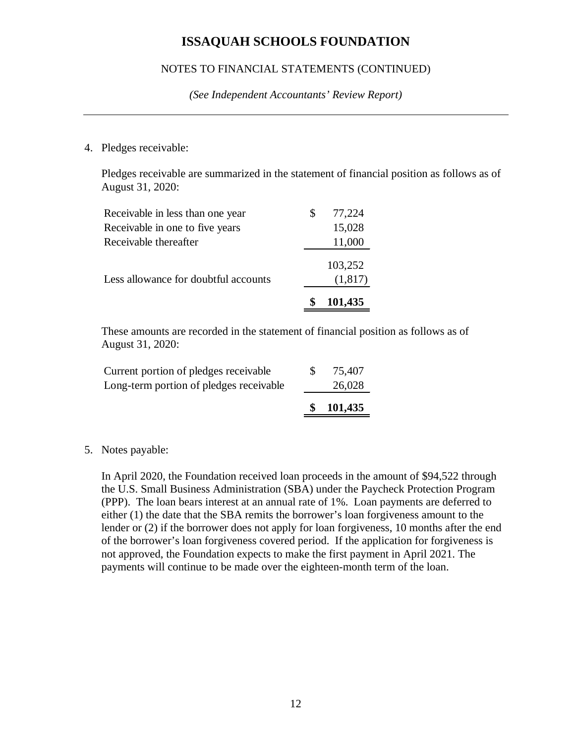# ISSAQUAH SCHOOLS FOUNDATION

NOTES TO FINANCIAL STATEMENTS (CONTINUED)

*(See Independent Accountants' Review Report)*

4. Pledges receivable:

   Pledges receivable are summarized in the statement of financial position as follows as of August 31, 2020:

| | |
|---|---|
| Receivable in less than one year | $ 77,224 |
| Receivable in one to five years | 15,028 |
| Receivable thereafter | 11,000 |
| | 103,252 |
| Less allowance for doubtful accounts | (1,817) |
| | **$ 101,435** |

   These amounts are recorded in the statement of financial position as follows as of August 31, 2020:

| | |
|---|---|
| Current portion of pledges receivable | $ 75,407 |
| Long-term portion of pledges receivable | 26,028 |
| | **$ 101,435** |

5. Notes payable:

   In April 2020, the Foundation received loan proceeds in the amount of $94,522 through the U.S. Small Business Administration (SBA) under the Paycheck Protection Program (PPP). The loan bears interest at an annual rate of 1%. Loan payments are deferred to either (1) the date that the SBA remits the borrower's loan forgiveness amount to the lender or (2) if the borrower does not apply for loan forgiveness, 10 months after the end of the borrower's loan forgiveness covered period. If the application for forgiveness is not approved, the Foundation expects to make the first payment in April 2021. The payments will continue to be made over the eighteen-month term of the loan.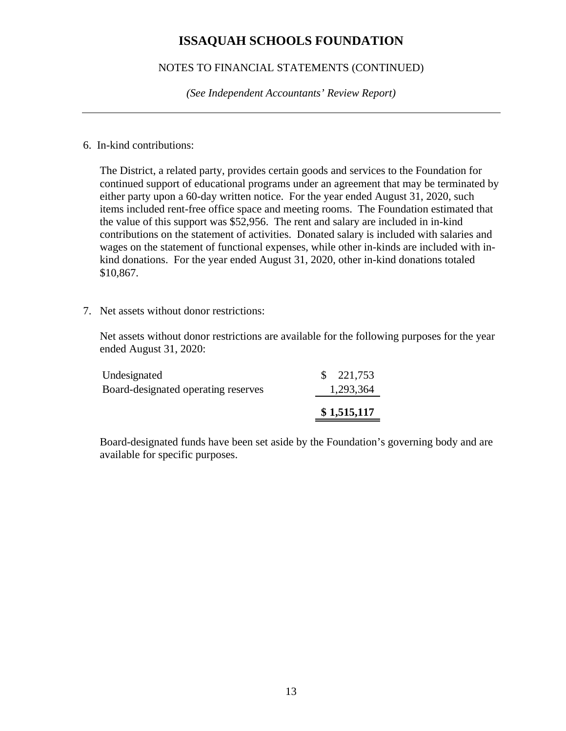# ISSAQUAH SCHOOLS FOUNDATION

NOTES TO FINANCIAL STATEMENTS (CONTINUED)

*(See Independent Accountants' Review Report)*

6. In-kind contributions:

   The District, a related party, provides certain goods and services to the Foundation for continued support of educational programs under an agreement that may be terminated by either party upon a 60-day written notice. For the year ended August 31, 2020, such items included rent-free office space and meeting rooms. The Foundation estimated that the value of this support was $52,956. The rent and salary are included in in-kind contributions on the statement of activities. Donated salary is included with salaries and wages on the statement of functional expenses, while other in-kinds are included with in-kind donations. For the year ended August 31, 2020, other in-kind donations totaled $10,867.

7. Net assets without donor restrictions:

   Net assets without donor restrictions are available for the following purposes for the year ended August 31, 2020:

| | |
|---|---|
| Undesignated | $ 221,753 |
| Board-designated operating reserves | 1,293,364 |
| | **$ 1,515,117** |

   Board-designated funds have been set aside by the Foundation's governing body and are available for specific purposes.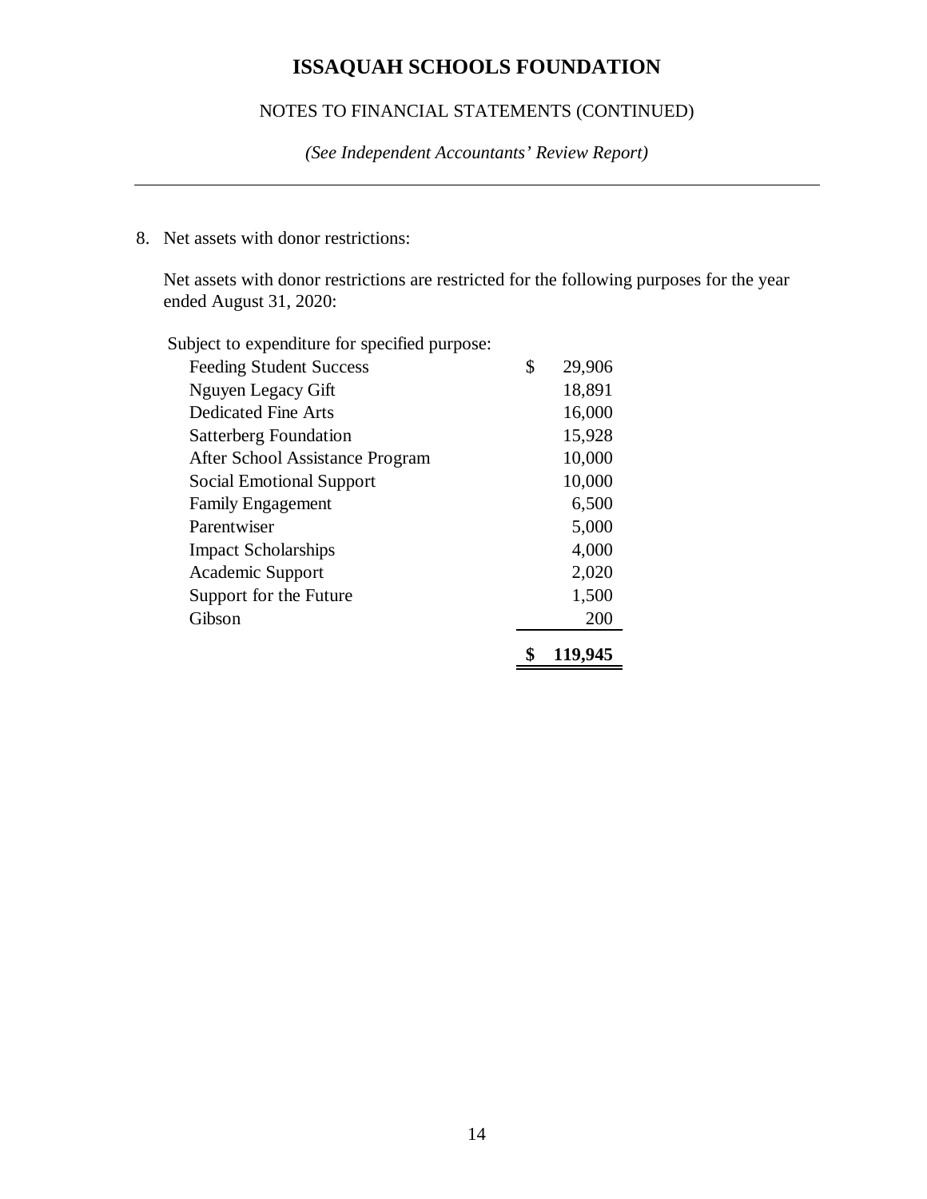# ISSAQUAH SCHOOLS FOUNDATION

NOTES TO FINANCIAL STATEMENTS (CONTINUED)

*(See Independent Accountants' Review Report)*

8. Net assets with donor restrictions:

   Net assets with donor restrictions are restricted for the following purposes for the year ended August 31, 2020:

| Subject to expenditure for specified purpose: | |
|---|---|
| Feeding Student Success | $ 29,906 |
| Nguyen Legacy Gift | 18,891 |
| Dedicated Fine Arts | 16,000 |
| Satterberg Foundation | 15,928 |
| After School Assistance Program | 10,000 |
| Social Emotional Support | 10,000 |
| Family Engagement | 6,500 |
| Parentwiser | 5,000 |
| Impact Scholarships | 4,000 |
| Academic Support | 2,020 |
| Support for the Future | 1,500 |
| Gibson | 200 |
| | **$ 119,945** |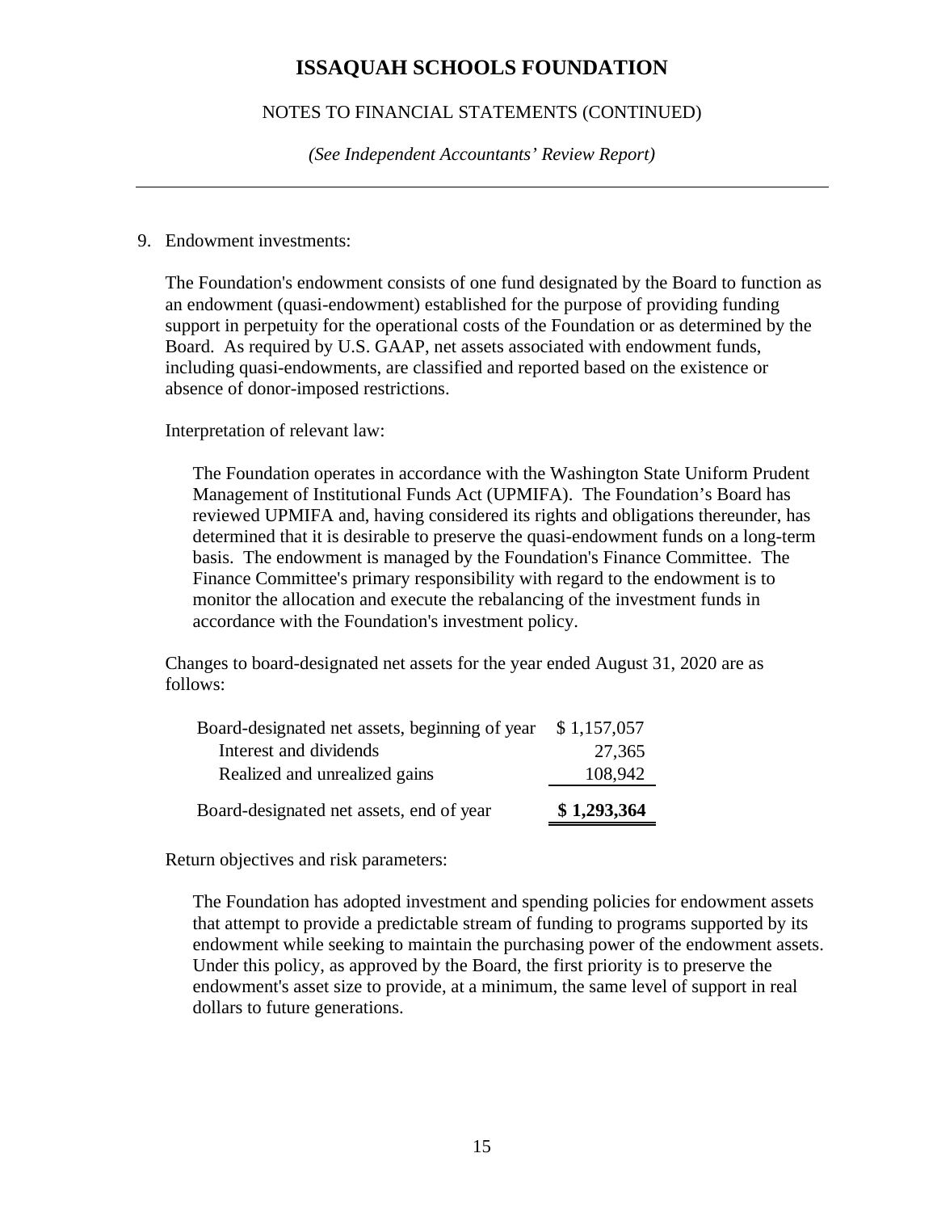# ISSAQUAH SCHOOLS FOUNDATION

NOTES TO FINANCIAL STATEMENTS (CONTINUED)

*(See Independent Accountants' Review Report)*

9. Endowment investments:

The Foundation's endowment consists of one fund designated by the Board to function as an endowment (quasi-endowment) established for the purpose of providing funding support in perpetuity for the operational costs of the Foundation or as determined by the Board. As required by U.S. GAAP, net assets associated with endowment funds, including quasi-endowments, are classified and reported based on the existence or absence of donor-imposed restrictions.

Interpretation of relevant law:

The Foundation operates in accordance with the Washington State Uniform Prudent Management of Institutional Funds Act (UPMIFA). The Foundation's Board has reviewed UPMIFA and, having considered its rights and obligations thereunder, has determined that it is desirable to preserve the quasi-endowment funds on a long-term basis. The endowment is managed by the Foundation's Finance Committee. The Finance Committee's primary responsibility with regard to the endowment is to monitor the allocation and execute the rebalancing of the investment funds in accordance with the Foundation's investment policy.

Changes to board-designated net assets for the year ended August 31, 2020 are as follows:

| | |
|---|---|
| Board-designated net assets, beginning of year | $ 1,157,057 |
| Interest and dividends | 27,365 |
| Realized and unrealized gains | 108,942 |
| Board-designated net assets, end of year | **$ 1,293,364** |

Return objectives and risk parameters:

The Foundation has adopted investment and spending policies for endowment assets that attempt to provide a predictable stream of funding to programs supported by its endowment while seeking to maintain the purchasing power of the endowment assets. Under this policy, as approved by the Board, the first priority is to preserve the endowment's asset size to provide, at a minimum, the same level of support in real dollars to future generations.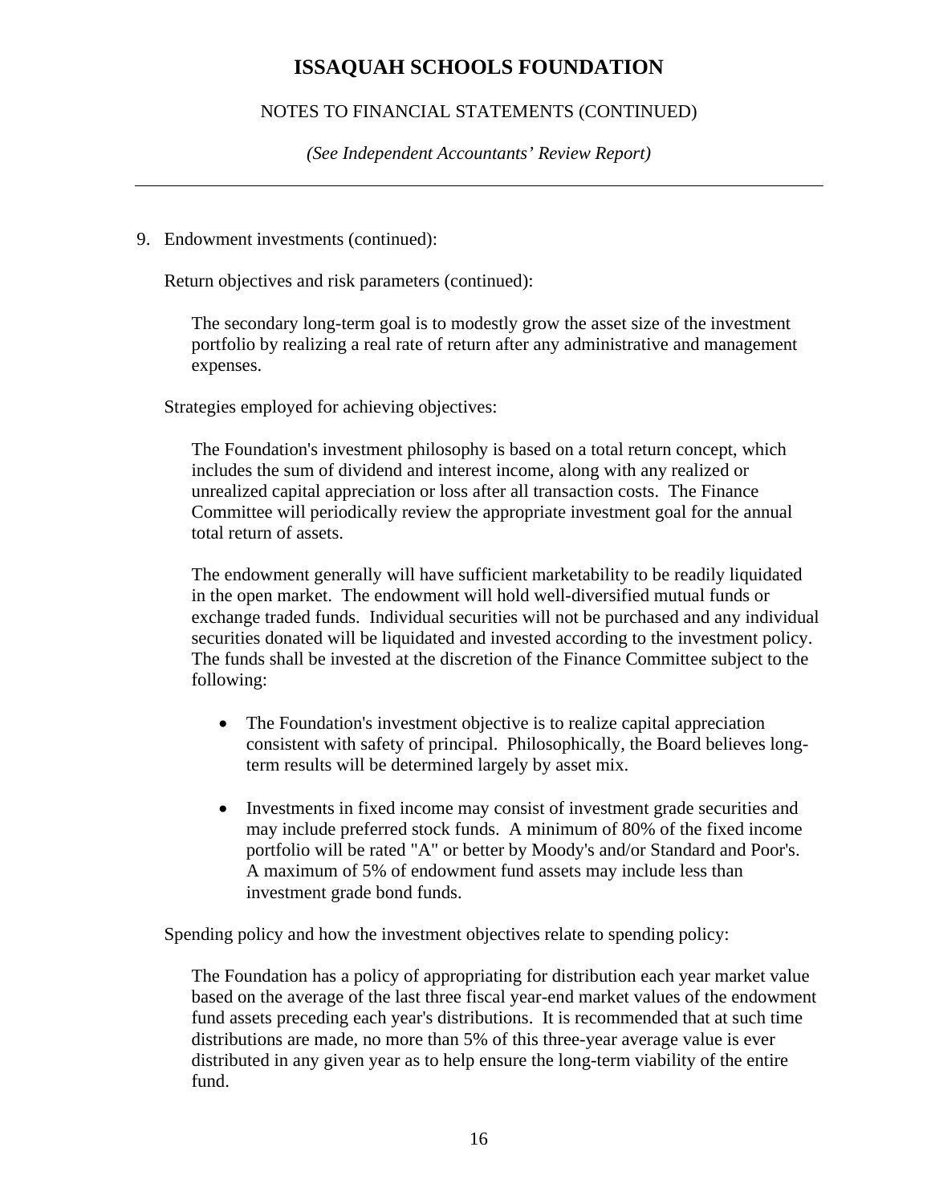# ISSAQUAH SCHOOLS FOUNDATION

NOTES TO FINANCIAL STATEMENTS (CONTINUED)

*(See Independent Accountants' Review Report)*

---

9. Endowment investments (continued):

Return objectives and risk parameters (continued):

The secondary long-term goal is to modestly grow the asset size of the investment portfolio by realizing a real rate of return after any administrative and management expenses.

Strategies employed for achieving objectives:

The Foundation's investment philosophy is based on a total return concept, which includes the sum of dividend and interest income, along with any realized or unrealized capital appreciation or loss after all transaction costs. The Finance Committee will periodically review the appropriate investment goal for the annual total return of assets.

The endowment generally will have sufficient marketability to be readily liquidated in the open market. The endowment will hold well-diversified mutual funds or exchange traded funds. Individual securities will not be purchased and any individual securities donated will be liquidated and invested according to the investment policy. The funds shall be invested at the discretion of the Finance Committee subject to the following:

- The Foundation's investment objective is to realize capital appreciation consistent with safety of principal. Philosophically, the Board believes long-term results will be determined largely by asset mix.

- Investments in fixed income may consist of investment grade securities and may include preferred stock funds. A minimum of 80% of the fixed income portfolio will be rated "A" or better by Moody's and/or Standard and Poor's. A maximum of 5% of endowment fund assets may include less than investment grade bond funds.

Spending policy and how the investment objectives relate to spending policy:

The Foundation has a policy of appropriating for distribution each year market value based on the average of the last three fiscal year-end market values of the endowment fund assets preceding each year's distributions. It is recommended that at such time distributions are made, no more than 5% of this three-year average value is ever distributed in any given year as to help ensure the long-term viability of the entire fund.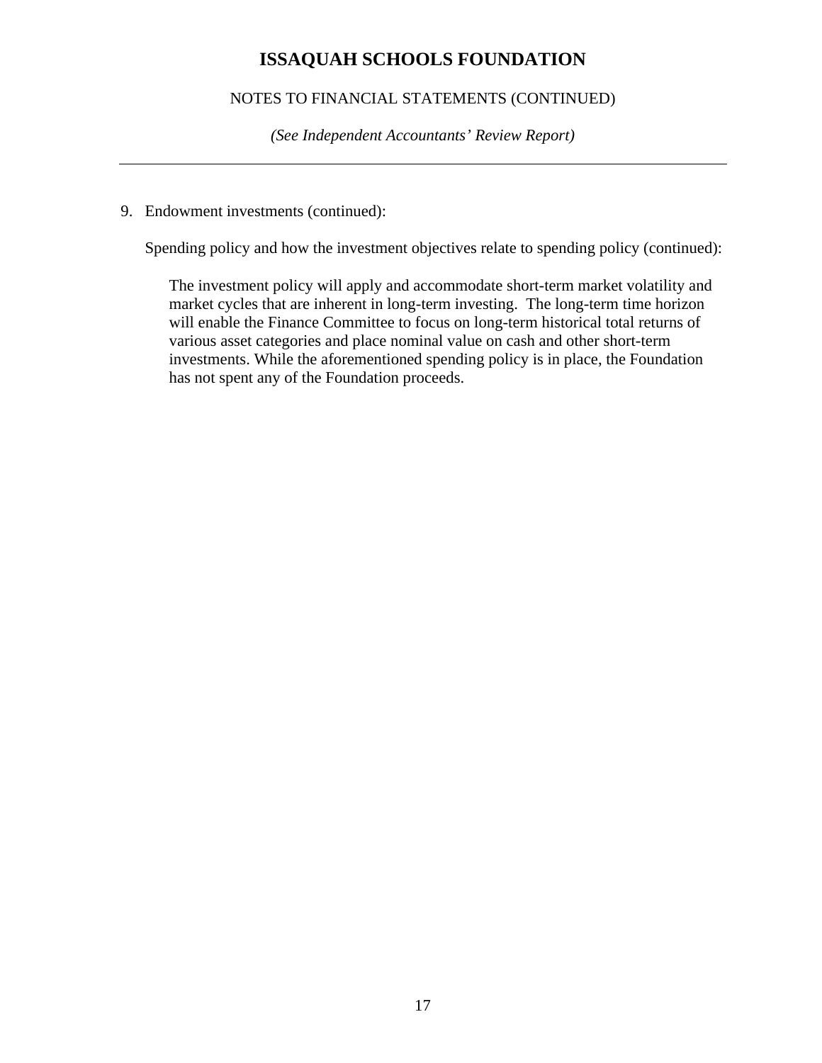# ISSAQUAH SCHOOLS FOUNDATION

NOTES TO FINANCIAL STATEMENTS (CONTINUED)

*(See Independent Accountants' Review Report)*

---

9. Endowment investments (continued):

   Spending policy and how the investment objectives relate to spending policy (continued):

   The investment policy will apply and accommodate short-term market volatility and market cycles that are inherent in long-term investing. The long-term time horizon will enable the Finance Committee to focus on long-term historical total returns of various asset categories and place nominal value on cash and other short-term investments. While the aforementioned spending policy is in place, the Foundation has not spent any of the Foundation proceeds.